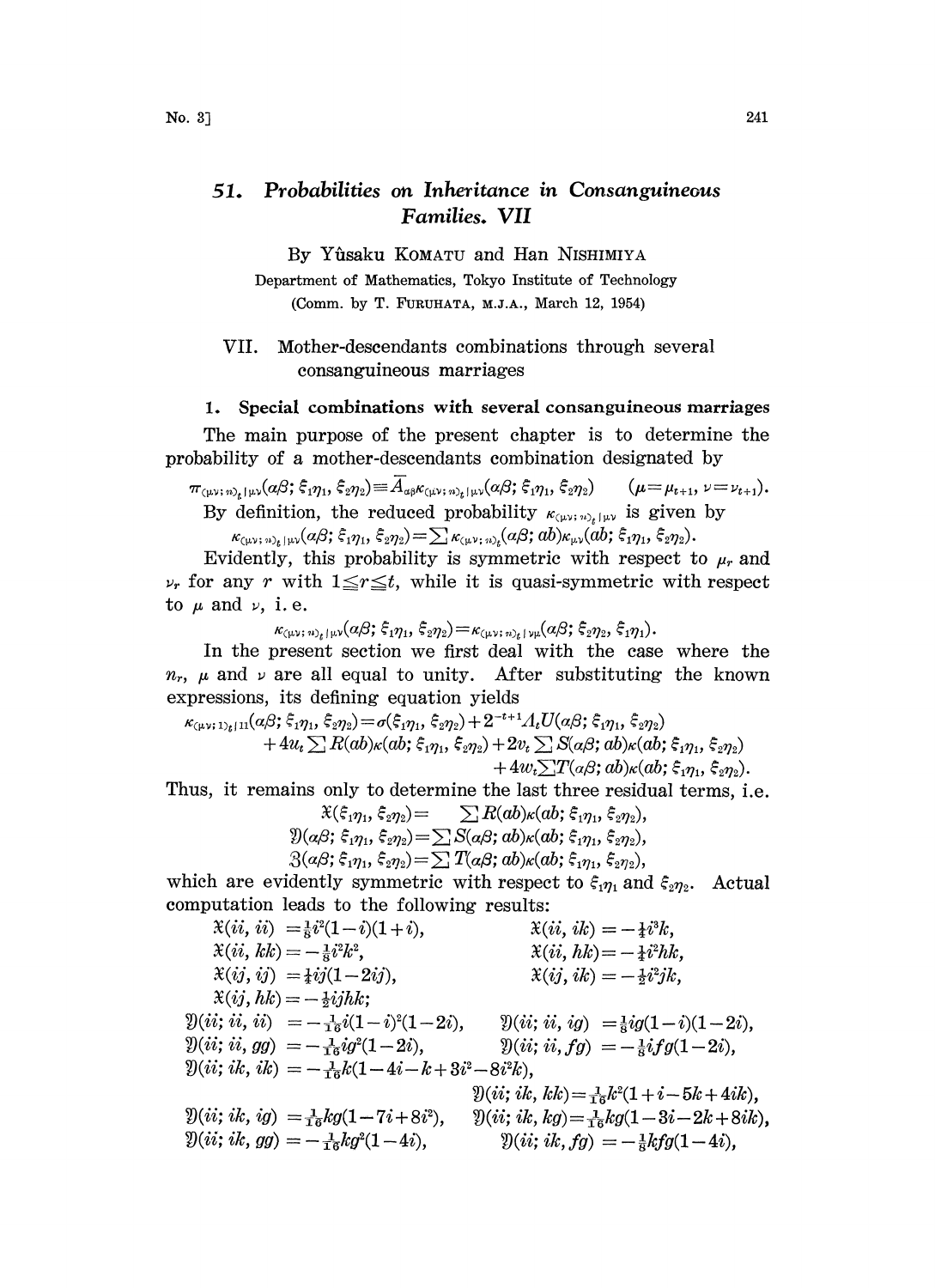# 51. Probabilities on Inheritance in Consanguineous Families. VII

By Yûsaku KOMATU and Han NISHIMIYA

Department of Mathematics, Tokyo Institute of Technology
(Comm. by T. FURUHATA, M.J.A., March 12, 1954)

## VII. Mother-descendants combinations through several consanguineous marriages

### 1. Special combinations with several consanguineous marriages

The main purpose of the present chapter is to determine the probability of a mother-descendants combination designated by

$$\pi_{(\mu\nu;\,n)_t|\mu\nu}(\alpha\beta;\,\xi_1\eta_1,\,\xi_2\eta_2)\equiv \overline{A}_{\alpha\beta}\kappa_{(\mu\nu;\,n)_t|\mu\nu}(\alpha\beta;\,\xi_1\eta_1,\,\xi_2\eta_2)\qquad(\mu=\mu_{t+1},\ \nu=\nu_{t+1}).$$

By definition, the reduced probability $\kappa_{(\mu\nu;\,n)_t|\mu\nu}$ is given by

$$\kappa_{(\mu\nu;\,n)_t|\mu\nu}(\alpha\beta;\,\xi_1\eta_1,\,\xi_2\eta_2)=\sum\kappa_{(\mu\nu;\,n)_t}(\alpha\beta;\,ab)\kappa_{\mu\nu}(ab;\,\xi_1\eta_1,\,\xi_2\eta_2).$$

Evidently, this probability is symmetric with respect to $\mu_r$ and $\nu_r$ for any $r$ with $1\leqq r\leqq t$, while it is quasi-symmetric with respect to $\mu$ and $\nu$, i.e.

$$\kappa_{(\mu\nu;\,n)_t|\mu\nu}(\alpha\beta;\,\xi_1\eta_1,\,\xi_2\eta_2)=\kappa_{(\mu\nu;\,n)_t|\nu\mu}(\alpha\beta;\,\xi_2\eta_2,\,\xi_1\eta_1).$$

In the present section we first deal with the case where the $n_r$, $\mu$ and $\nu$ are all equal to unity. After substituting the known expressions, its defining equation yields

$$\begin{aligned}\kappa_{(\mu\nu;\,1)_t|11}(\alpha\beta;\,\xi_1\eta_1,\,\xi_2\eta_2)=\sigma(\xi_1\eta_1,\,\xi_2\eta_2)+2^{-t+1}A_tU(\alpha\beta;\,\xi_1\eta_1,\,\xi_2\eta_2)\\+4u_t\sum R(ab)\kappa(ab;\,\xi_1\eta_1,\,\xi_2\eta_2)+2v_t\sum S(\alpha\beta;\,ab)\kappa(ab;\,\xi_1\eta_1,\,\xi_2\eta_2)\\+4w_t\sum T(\alpha\beta;\,ab)\kappa(ab;\,\xi_1\eta_1,\,\xi_2\eta_2).\end{aligned}$$

Thus, it remains only to determine the last three residual terms, i.e.

$$\mathfrak{X}(\xi_1\eta_1,\,\xi_2\eta_2)=\sum R(ab)\kappa(ab;\,\xi_1\eta_1,\,\xi_2\eta_2),$$

$$\mathfrak{Y}(\alpha\beta;\,\xi_1\eta_1,\,\xi_2\eta_2)=\sum S(\alpha\beta;\,ab)\kappa(ab;\,\xi_1\eta_1,\,\xi_2\eta_2),$$

$$\mathfrak{Z}(\alpha\beta;\,\xi_1\eta_1,\,\xi_2\eta_2)=\sum T(\alpha\beta;\,ab)\kappa(ab;\,\xi_1\eta_1,\,\xi_2\eta_2),$$

which are evidently symmetric with respect to $\xi_1\eta_1$ and $\xi_2\eta_2$. Actual computation leads to the following results:

$\mathfrak{X}(ii,\,ii)=\frac{1}{8}i^2(1-i)(1+i),\qquad \mathfrak{X}(ii,\,ik)=-\frac{1}{4}i^3k,$

$\mathfrak{X}(ii,\,kk)=-\frac{1}{8}i^2k^2,\qquad \mathfrak{X}(ii,\,hk)=-\frac{1}{4}i^2hk,$

$\mathfrak{X}(ij,\,ij)=\frac{1}{4}ij(1-2ij),\qquad \mathfrak{X}(ij,\,ik)=-\frac{1}{2}i^2jk,$

$\mathfrak{X}(ij,\,hk)=-\frac{1}{2}ijhk;$

$\mathfrak{Y}(ii;\,ii,\,ii)=-\frac{1}{16}i(1-i)^2(1-2i),\qquad \mathfrak{Y}(ii;\,ii,\,ig)=\frac{1}{8}ig(1-i)(1-2i),$

$\mathfrak{Y}(ii;\,ii,\,gg)=-\frac{1}{16}ig^2(1-2i),\qquad \mathfrak{Y}(ii;\,ii,fg)=-\frac{1}{8}ifg(1-2i),$

$\mathfrak{Y}(ii;\,ik,\,ik)=-\frac{1}{16}k(1-4i-k+3i^2-8i^2k),$

$\mathfrak{Y}(ii;\,ik,\,kk)=\frac{1}{16}k^2(1+i-5k+4ik),$

$\mathfrak{Y}(ii;\,ik,\,ig)=\frac{1}{16}kg(1-7i+8i^2),\qquad \mathfrak{Y}(ii;\,ik,\,kg)=\frac{1}{16}kg(1-3i-2k+8ik),$

$\mathfrak{Y}(ii;\,ik,\,gg)=-\frac{1}{16}kg^2(1-4i),\qquad \mathfrak{Y}(ii;\,ik,fg)=-\frac{1}{8}kfg(1-4i),$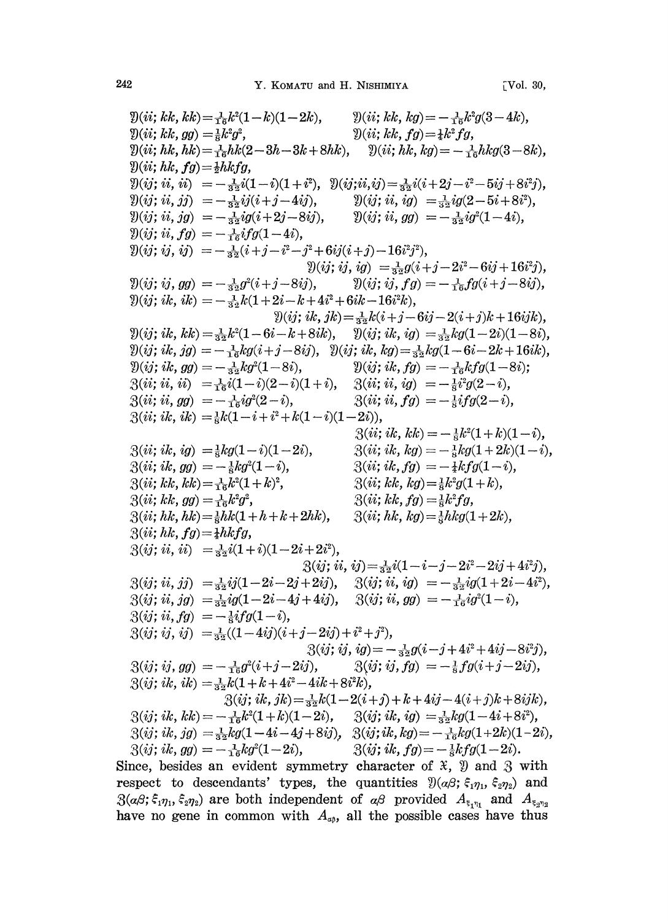$\mathfrak{Y}(ii; kk, kk) = \frac{1}{16}k^2(1-k)(1-2k)$, $\mathfrak{Y}(ii; kk, kg) = -\frac{1}{16}k^2g(3-4k)$,
$\mathfrak{Y}(ii; kk, gg) = \frac{1}{8}k^2g^2$, $\mathfrak{Y}(ii; kk, fg) = \frac{1}{4}k^2fg$,
$\mathfrak{Y}(ii; hk, hk) = \frac{1}{16}hk(2-3h-3k+8hk)$, $\mathfrak{Y}(ii; hk, kg) = -\frac{1}{16}hkg(3-8k)$,
$\mathfrak{Y}(ii; hk, fg) = \frac{1}{2}hkfg$,
$\mathfrak{Y}(ij; ii, ii) = -\frac{1}{32}i(1-i)(1+i^2)$, $\mathfrak{Y}(ij; ii, ij) = \frac{1}{32}i(i+2j-i^2-5ij+8i^2j)$,
$\mathfrak{Y}(ij; ii, jj) = -\frac{1}{32}ij(i+j-4ij)$, $\mathfrak{Y}(ij; ii, ig) = \frac{1}{32}ig(2-5i+8i^2)$,
$\mathfrak{Y}(ij; ii, jg) = -\frac{1}{32}ig(i+2j-8ij)$, $\mathfrak{Y}(ij; ii, gg) = -\frac{1}{32}ig^2(1-4i)$,
$\mathfrak{Y}(ij; ii, fg) = -\frac{1}{16}ifg(1-4i)$,
$\mathfrak{Y}(ij; ij, ij) = -\frac{1}{32}(i+j-i^2-j^2+6ij(i+j)-16i^2j^2)$,
$\mathfrak{Y}(ij; ij, ig) = \frac{1}{32}g(i+j-2i^2-6ij+16i^2j)$,
$\mathfrak{Y}(ij; ij, gg) = -\frac{1}{32}g^2(i+j-8ij)$, $\mathfrak{Y}(ij; ij, fg) = -\frac{1}{16}fg(i+j-8ij)$,
$\mathfrak{Y}(ij; ik, ik) = -\frac{1}{32}k(1+2i-k+4i^2+6ik-16i^2k)$,
$\mathfrak{Y}(ij; ik, jk) = \frac{1}{32}k(i+j-6ij-2(i+j)k+16ijk)$,
$\mathfrak{Y}(ij; ik, kk) = \frac{1}{32}k^2(1-6i-k+8ik)$, $\mathfrak{Y}(ij; ik, ig) = \frac{1}{32}kg(1-2i)(1-8i)$,
$\mathfrak{Y}(ij; ik, jg) = -\frac{1}{16}kg(i+j-8ij)$, $\mathfrak{Y}(ij; ik, kg) = \frac{1}{32}kg(1-6i-2k+16ik)$,
$\mathfrak{Y}(ij; ik, gg) = -\frac{1}{32}kg^2(1-8i)$, $\mathfrak{Y}(ij; ik, fg) = -\frac{1}{16}kfg(1-8i)$;
$\mathfrak{Z}(ii; ii, ii) = \frac{1}{16}i(1-i)(2-i)(1+i)$, $\mathfrak{Z}(ii; ii, ig) = -\frac{1}{8}i^2g(2-i)$,
$\mathfrak{Z}(ii; ii, gg) = -\frac{1}{16}ig^2(2-i)$, $\mathfrak{Z}(ii; ii, fg) = -\frac{1}{8}ifg(2-i)$,
$\mathfrak{Z}(ii; ik, ik) = \frac{1}{8}k(1-i+i^2+k(1-i)(1-2i))$,
$\mathfrak{Z}(ii; ik, kk) = -\frac{1}{8}k^2(1+k)(1-i)$,
$\mathfrak{Z}(ii; ik, ig) = \frac{1}{8}kg(1-i)(1-2i)$, $\mathfrak{Z}(ii; ik, kg) = -\frac{1}{8}kg(1+2k)(1-i)$,
$\mathfrak{Z}(ii; ik, gg) = -\frac{1}{8}kg^2(1-i)$, $\mathfrak{Z}(ii; ik, fg) = -\frac{1}{4}kfg(1-i)$,
$\mathfrak{Z}(ii; kk, kk) = \frac{1}{16}k^2(1+k)^2$, $\mathfrak{Z}(ii; kk, kg) = \frac{1}{8}k^2g(1+k)$,
$\mathfrak{Z}(ii; kk, gg) = \frac{1}{16}k^2g^2$, $\mathfrak{Z}(ii; kk, fg) = \frac{1}{8}k^2fg$,
$\mathfrak{Z}(ii; hk, hk) = \frac{1}{8}hk(1+h+k+2hk)$, $\mathfrak{Z}(ii; hk, kg) = \frac{1}{8}hkg(1+2k)$,
$\mathfrak{Z}(ii; hk, fg) = \frac{1}{4}hkfg$,
$\mathfrak{Z}(ij; ii, ii) = \frac{1}{32}i(1+i)(1-2i+2i^2)$,
$\mathfrak{Z}(ij; ii, ij) = \frac{1}{32}i(1-i-j-2i^2-2ij+4i^2j)$,
$\mathfrak{Z}(ij; ii, jj) = \frac{1}{32}ij(1-2i-2j+2ij)$, $\mathfrak{Z}(ij; ii, ig) = -\frac{1}{32}ig(1+2i-4i^2)$,
$\mathfrak{Z}(ij; ii, jg) = \frac{1}{32}ig(1-2i-4j+4ij)$, $\mathfrak{Z}(ij; ii, gg) = -\frac{1}{16}ig^2(1-i)$,
$\mathfrak{Z}(ij; ii, fg) = -\frac{1}{8}ifg(1-i)$,
$\mathfrak{Z}(ij; ij, ij) = \frac{1}{32}((1-4ij)(i+j-2ij)+i^2+j^2)$,
$\mathfrak{Z}(ij; ij, ig) = -\frac{1}{32}g(i-j+4i^2+4ij-8i^2j)$,
$\mathfrak{Z}(ij; ij, gg) = -\frac{1}{16}g^2(i+j-2ij)$, $\mathfrak{Z}(ij; ij, fg) = -\frac{1}{8}fg(i+j-2ij)$,
$\mathfrak{Z}(ij; ik, ik) = \frac{1}{32}k(1+k+4i^2-4ik+8i^2k)$,
$\mathfrak{Z}(ij; ik, jk) = \frac{1}{32}k(1-2(i+j)+k+4ij-4(i+j)k+8ijk)$,
$\mathfrak{Z}(ij; ik, kk) = -\frac{1}{16}k^2(1+k)(1-2i)$, $\mathfrak{Z}(ij; ik, ig) = \frac{1}{32}kg(1-4i+8i^2)$,
$\mathfrak{Z}(ij; ik, jg) = \frac{1}{32}kg(1-4i-4j+8ij)$, $\mathfrak{Z}(ij; ik, kg) = -\frac{1}{16}kg(1+2k)(1-2i)$,
$\mathfrak{Z}(ij; ik, gg) = -\frac{1}{16}kg^2(1-2i)$, $\mathfrak{Z}(ij; ik, fg) = -\frac{1}{8}kfg(1-2i)$.

Since, besides an evident symmetry character of $\mathfrak{X}$, $\mathfrak{Y}$ and $\mathfrak{Z}$ with respect to descendants' types, the quantities $\mathfrak{Y}(\alpha\beta; \xi_1\eta_1, \xi_2\eta_2)$ and $\mathfrak{Z}(\alpha\beta; \xi_1\eta_1, \xi_2\eta_2)$ are both independent of $\alpha\beta$ provided $A_{\xi_1\eta_1}$ and $A_{\xi_2\eta_2}$ have no gene in common with $A_{\alpha\beta}$, all the possible cases have thus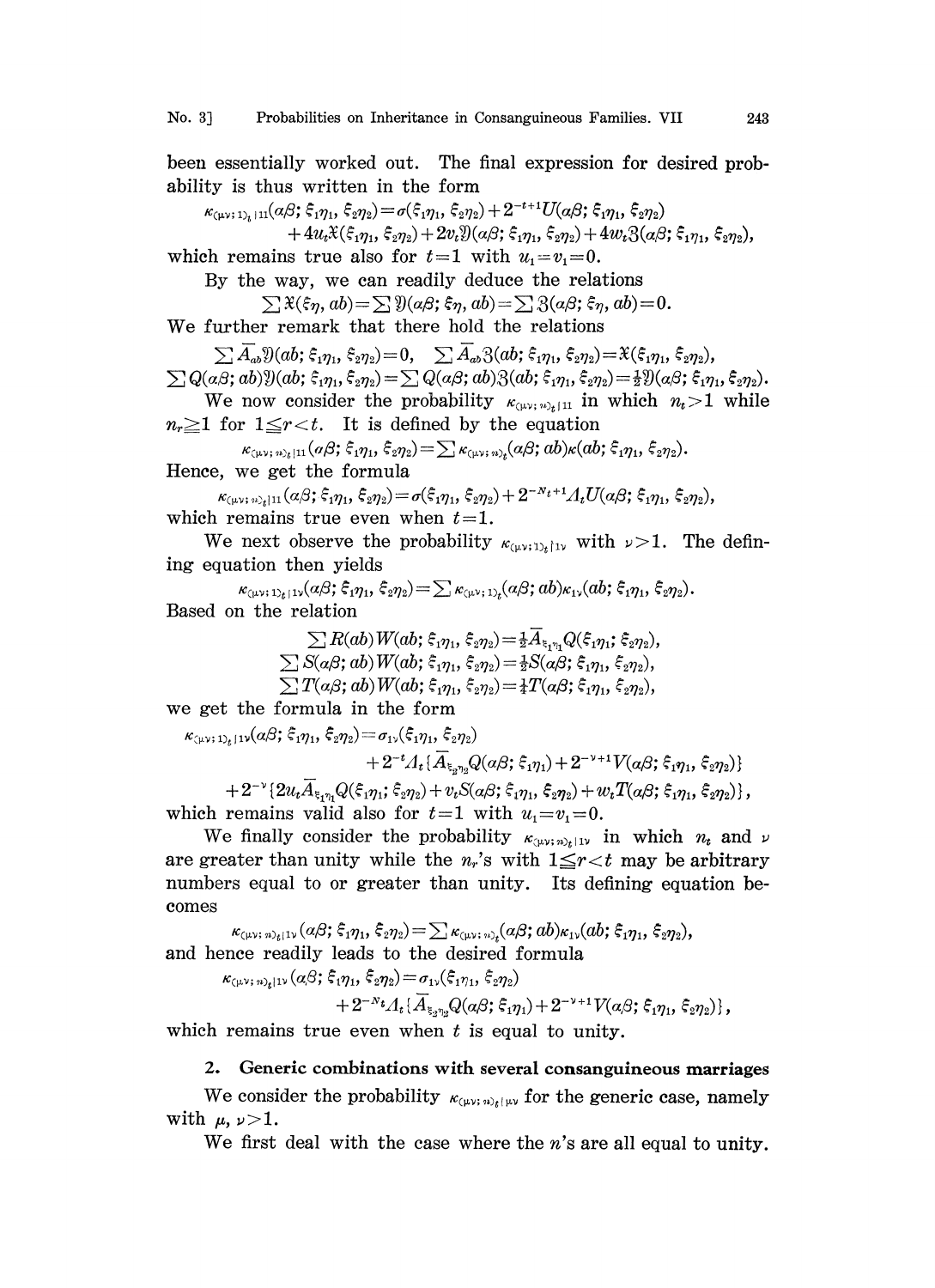been essentially worked out. The final expression for desired probability is thus written in the form

$$\kappa_{(\mu\nu;1)_t|11}(\alpha\beta;\xi_1\eta_1,\xi_2\eta_2)=\sigma(\xi_1\eta_1,\xi_2\eta_2)+2^{-t+1}U(\alpha\beta;\xi_1\eta_1,\xi_2\eta_2)$$
$$+4u_t\mathfrak{X}(\xi_1\eta_1,\xi_2\eta_2)+2v_t\mathfrak{Y}(\alpha\beta;\xi_1\eta_1,\xi_2\eta_2)+4w_t\mathfrak{Z}(\alpha\beta;\xi_1\eta_1,\xi_2\eta_2),$$

which remains true also for $t=1$ with $u_1=v_1=0$.

By the way, we can readily deduce the relations

$$\sum\mathfrak{X}(\xi\eta,ab)=\sum\mathfrak{Y}(\alpha\beta;\xi\eta,ab)=\sum\mathfrak{Z}(\alpha\beta;\xi\eta,ab)=0.$$

We further remark that there hold the relations

$$\sum\bar{A}_{ab}\mathfrak{Y}(ab;\xi_1\eta_1,\xi_2\eta_2)=0,\quad \sum\bar{A}_{ab}\mathfrak{Z}(ab;\xi_1\eta_1,\xi_2\eta_2)=\mathfrak{X}(\xi_1\eta_1,\xi_2\eta_2),$$
$$\sum Q(\alpha\beta;ab)\mathfrak{Y}(ab;\xi_1\eta_1,\xi_2\eta_2)=\sum Q(\alpha\beta;ab)\mathfrak{Z}(ab;\xi_1\eta_1,\xi_2\eta_2)=\tfrac{1}{2}\mathfrak{Y}(\alpha\beta;\xi_1\eta_1,\xi_2\eta_2).$$

We now consider the probability $\kappa_{(\mu\nu;n)_t|11}$ in which $n_t>1$ while $n_r\geqq 1$ for $1\leqq r<t$. It is defined by the equation

$$\kappa_{(\mu\nu;n)_t|11}(\alpha\beta;\xi_1\eta_1,\xi_2\eta_2)=\sum\kappa_{(\mu\nu;n)_t}(\alpha\beta;ab)\kappa(ab;\xi_1\eta_1,\xi_2\eta_2).$$

Hence, we get the formula

$$\kappa_{(\mu\nu;n)_t|11}(\alpha\beta;\xi_1\eta_1,\xi_2\eta_2)=\sigma(\xi_1\eta_1,\xi_2\eta_2)+2^{-N_t+1}\Lambda_t U(\alpha\beta;\xi_1\eta_1,\xi_2\eta_2),$$

which remains true even when $t=1$.

We next observe the probability $\kappa_{(\mu\nu;1)_t|1\nu}$ with $\nu>1$. The defining equation then yields

$$\kappa_{(\mu\nu;1)_t|1\nu}(\alpha\beta;\xi_1\eta_1,\xi_2\eta_2)=\sum\kappa_{(\mu\nu;1)_t}(\alpha\beta;ab)\kappa_{1\nu}(ab;\xi_1\eta_1,\xi_2\eta_2).$$

Based on the relation

$$\sum R(ab)W(ab;\xi_1\eta_1,\xi_2\eta_2)=\tfrac{1}{2}\bar{A}_{\xi_1\eta_1}Q(\xi_1\eta_1;\xi_2\eta_2),$$
$$\sum S(\alpha\beta;ab)W(ab;\xi_1\eta_1,\xi_2\eta_2)=\tfrac{1}{2}S(\alpha\beta;\xi_1\eta_1,\xi_2\eta_2),$$
$$\sum T(\alpha\beta;ab)W(ab;\xi_1\eta_1,\xi_2\eta_2)=\tfrac{1}{4}T(\alpha\beta;\xi_1\eta_1,\xi_2\eta_2),$$

we get the formula in the form

$$\kappa_{(\mu\nu;1)_t|1\nu}(\alpha\beta;\xi_1\eta_1,\xi_2\eta_2)=\sigma_{1\nu}(\xi_1\eta_1,\xi_2\eta_2)$$
$$+2^{-t}\Lambda_t\{\bar{A}_{\xi_2\eta_2}Q(\alpha\beta;\xi_1\eta_1)+2^{-\nu+1}V(\alpha\beta;\xi_1\eta_1,\xi_2\eta_2)\}$$
$$+2^{-\nu}\{2u_t\bar{A}_{\xi_1\eta_1}Q(\xi_1\eta_1;\xi_2\eta_2)+v_tS(\alpha\beta;\xi_1\eta_1,\xi_2\eta_2)+w_tT(\alpha\beta;\xi_1\eta_1,\xi_2\eta_2)\},$$

which remains valid also for $t=1$ with $u_1=v_1=0$.

We finally consider the probability $\kappa_{(\mu\nu;n)_t|1\nu}$ in which $n_t$ and $\nu$ are greater than unity while the $n_r$'s with $1\leqq r<t$ may be arbitrary numbers equal to or greater than unity. Its defining equation becomes

$$\kappa_{(\mu\nu;n)_t|1\nu}(\alpha\beta;\xi_1\eta_1,\xi_2\eta_2)=\sum\kappa_{(\mu\nu;n)_t}(\alpha\beta;ab)\kappa_{1\nu}(ab;\xi_1\eta_1,\xi_2\eta_2),$$

and hence readily leads to the desired formula

$$\kappa_{(\mu\nu;n)_t|1\nu}(\alpha\beta;\xi_1\eta_1,\xi_2\eta_2)=\sigma_{1\nu}(\xi_1\eta_1,\xi_2\eta_2)$$
$$+2^{-N_t}\Lambda_t\{\bar{A}_{\xi_2\eta_2}Q(\alpha\beta;\xi_1\eta_1)+2^{-\nu+1}V(\alpha\beta;\xi_1\eta_1,\xi_2\eta_2)\},$$

which remains true even when $t$ is equal to unity.

## 2. Generic combinations with several consanguineous marriages

We consider the probability $\kappa_{(\mu\nu;n)_t|\mu\nu}$ for the generic case, namely with $\mu,\nu>1$.

We first deal with the case where the $n$'s are all equal to unity.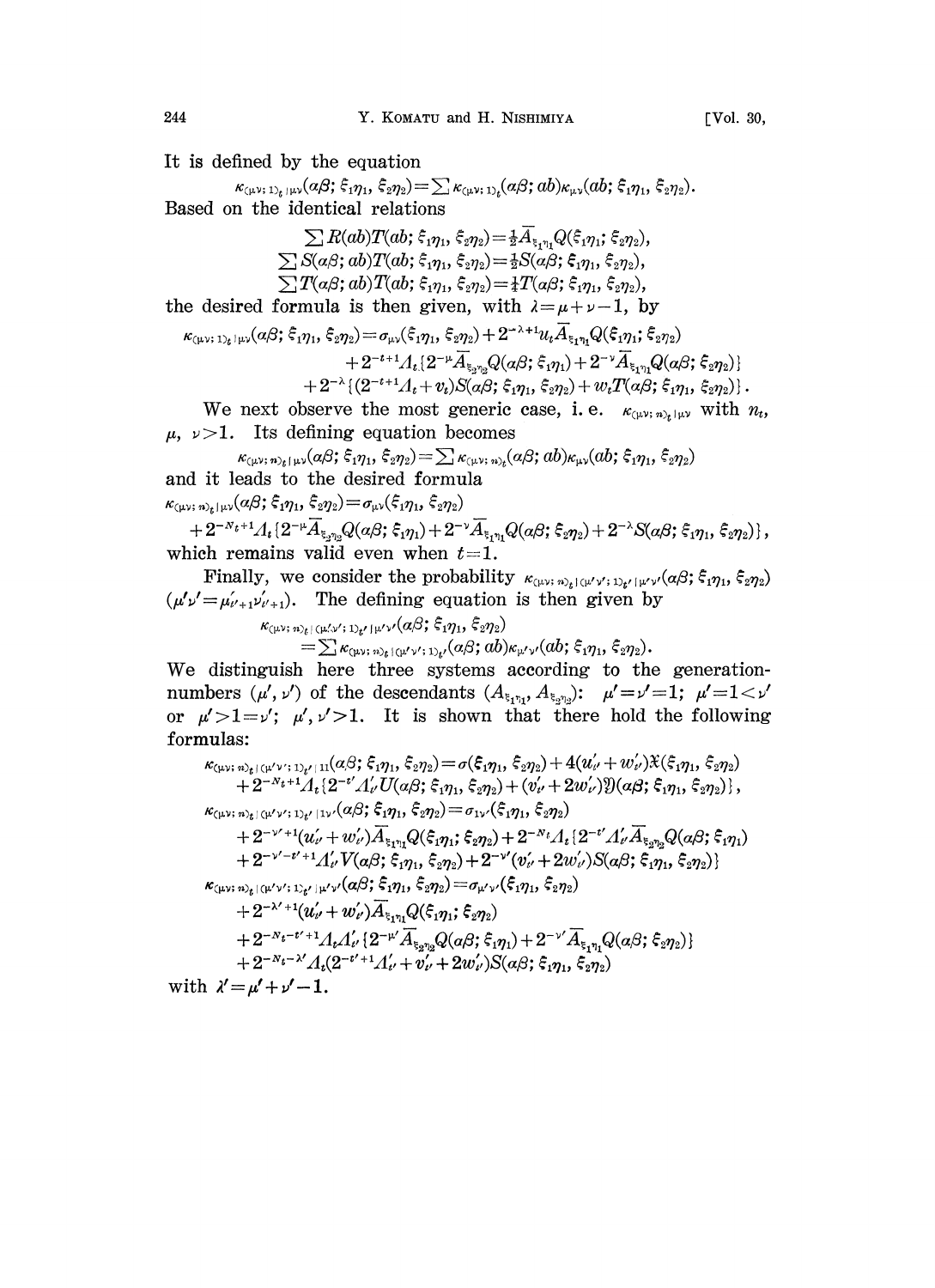It is defined by the equation

$$\kappa_{(\mu\nu;\,1)_t\,|\,\mu\nu}(\alpha\beta;\,\xi_1\eta_1,\,\xi_2\eta_2)=\sum\kappa_{(\mu\nu;\,1)_t}(\alpha\beta;\,ab)\kappa_{\mu\nu}(ab;\,\xi_1\eta_1,\,\xi_2\eta_2).$$

Based on the identical relations

$$\sum R(ab)T(ab;\,\xi_1\eta_1,\,\xi_2\eta_2)=\tfrac{1}{2}\overline{A}_{\xi_1\eta_1}Q(\xi_1\eta_1;\,\xi_2\eta_2),$$
$$\sum S(\alpha\beta;\,ab)T(ab;\,\xi_1\eta_1,\,\xi_2\eta_2)=\tfrac{1}{2}S(\alpha\beta;\,\xi_1\eta_1,\,\xi_2\eta_2),$$
$$\sum T(\alpha\beta;\,ab)T(ab;\,\xi_1\eta_1,\,\xi_2\eta_2)=\tfrac{1}{4}T(\alpha\beta;\,\xi_1\eta_1,\,\xi_2\eta_2),$$

the desired formula is then given, with $\lambda=\mu+\nu-1$, by

$$\begin{aligned}\kappa_{(\mu\nu;\,1)_t\,|\,\mu\nu}(\alpha\beta;\,\xi_1\eta_1,\,\xi_2\eta_2)&=\sigma_{\mu\nu}(\xi_1\eta_1,\,\xi_2\eta_2)+2^{-\lambda+1}u_t\overline{A}_{\xi_1\eta_1}Q(\xi_1\eta_1;\,\xi_2\eta_2)\\&+2^{-t+1}\Lambda_t\{2^{-\mu}\overline{A}_{\xi_2\eta_2}Q(\alpha\beta;\,\xi_1\eta_1)+2^{-\nu}\overline{A}_{\xi_1\eta_1}Q(\alpha\beta;\,\xi_2\eta_2)\}\\&+2^{-\lambda}\{(2^{-t+1}\Lambda_t+v_t)S(\alpha\beta;\,\xi_1\eta_1,\,\xi_2\eta_2)+w_tT(\alpha\beta;\,\xi_1\eta_1,\,\xi_2\eta_2)\}.\end{aligned}$$

We next observe the most generic case, i.e. $\kappa_{(\mu\nu;\,n)_t\,|\,\mu\nu}$ with $n_t$, $\mu,\ \nu>1$. Its defining equation becomes

$$\kappa_{(\mu\nu;\,n)_t\,|\,\mu\nu}(\alpha\beta;\,\xi_1\eta_1,\,\xi_2\eta_2)=\sum\kappa_{(\mu\nu;\,n)_t}(\alpha\beta;\,ab)\kappa_{\mu\nu}(ab;\,\xi_1\eta_1,\,\xi_2\eta_2)$$

and it leads to the desired formula

$$\begin{aligned}&\kappa_{(\mu\nu;\,n)_t\,|\,\mu\nu}(\alpha\beta;\,\xi_1\eta_1,\,\xi_2\eta_2)=\sigma_{\mu\nu}(\xi_1\eta_1,\,\xi_2\eta_2)\\&\quad+2^{-N_t+1}\Lambda_t\{2^{-\mu}\overline{A}_{\xi_2\eta_2}Q(\alpha\beta;\,\xi_1\eta_1)+2^{-\nu}\overline{A}_{\xi_1\eta_1}Q(\alpha\beta;\,\xi_2\eta_2)+2^{-\lambda}S(\alpha\beta;\,\xi_1\eta_1,\,\xi_2\eta_2)\},\end{aligned}$$

which remains valid even when $t=1$.

Finally, we consider the probability $\kappa_{(\mu\nu;\,n)_t\,|\,(\mu'\nu';\,1)_{t'}\,|\,\mu'\nu'}(\alpha\beta;\,\xi_1\eta_1,\,\xi_2\eta_2)$ $(\mu'\nu'=\mu'_{t'+1}\nu'_{t'+1})$. The defining equation is then given by

$$\begin{aligned}&\kappa_{(\mu\nu;\,n)_t\,|\,(\mu'\nu';\,1)_{t'}\,|\,\mu'\nu'}(\alpha\beta;\,\xi_1\eta_1,\,\xi_2\eta_2)\\&\quad=\sum\kappa_{(\mu\nu;\,n)_t\,|\,(\mu'\nu';\,1)_{t'}}(\alpha\beta;\,ab)\kappa_{\mu'\nu'}(ab;\,\xi_1\eta_1,\,\xi_2\eta_2).\end{aligned}$$

We distinguish here three systems according to the generation-numbers $(\mu',\nu')$ of the descendants $(A_{\xi_1\eta_1},A_{\xi_2\eta_2})$: $\mu'=\nu'=1$; $\mu'=1<\nu'$ or $\mu'>1=\nu'$; $\mu',\nu'>1$. It is shown that there hold the following formulas:

$$\begin{aligned}&\kappa_{(\mu\nu;\,n)_t\,|\,(\mu'\nu';\,1)_{t'}\,|\,11}(\alpha\beta;\,\xi_1\eta_1,\,\xi_2\eta_2)=\sigma(\xi_1\eta_1,\,\xi_2\eta_2)+4(u'_{t'}+w'_{t'})\mathfrak{X}(\xi_1\eta_1,\,\xi_2\eta_2)\\&\quad+2^{-N_t+1}\Lambda_t\{2^{-t'}\Lambda'_{t'}U(\alpha\beta;\,\xi_1\eta_1,\,\xi_2\eta_2)+(v'_{t'}+2w'_{t'})\mathfrak{Y}(\alpha\beta;\,\xi_1\eta_1,\,\xi_2\eta_2)\},\end{aligned}$$

$$\begin{aligned}&\kappa_{(\mu\nu;\,n)_t\,|\,(\mu'\nu';\,1)_{t'}\,|\,1\nu'}(\alpha\beta;\,\xi_1\eta_1,\,\xi_2\eta_2)=\sigma_{1\nu'}(\xi_1\eta_1,\,\xi_2\eta_2)\\&\quad+2^{-\nu'+1}(u'_{t'}+w'_{t'})\overline{A}_{\xi_1\eta_1}Q(\xi_1\eta_1;\,\xi_2\eta_2)+2^{-N_t}\Lambda_t\{2^{-t'}\Lambda'_{t'}\overline{A}_{\xi_2\eta_2}Q(\alpha\beta;\,\xi_1\eta_1)\\&\quad+2^{-\nu'-t'+1}\Lambda'_{t'}V(\alpha\beta;\,\xi_1\eta_1,\,\xi_2\eta_2)+2^{-\nu'}(v'_{t'}+2w'_{t'})S(\alpha\beta;\,\xi_1\eta_1,\,\xi_2\eta_2)\}\end{aligned}$$

$$\begin{aligned}&\kappa_{(\mu\nu;\,n)_t\,|\,(\mu'\nu';\,1)_{t'}\,|\,\mu'\nu'}(\alpha\beta;\,\xi_1\eta_1,\,\xi_2\eta_2)=\sigma_{\mu'\nu'}(\xi_1\eta_1,\,\xi_2\eta_2)\\&\quad+2^{-\lambda'+1}(u'_{t'}+w'_{t'})\overline{A}_{\xi_1\eta_1}Q(\xi_1\eta_1;\,\xi_2\eta_2)\\&\quad+2^{-N_t-t'+1}\Lambda_t\Lambda'_{t'}\{2^{-\mu'}\overline{A}_{\xi_2\eta_2}Q(\alpha\beta;\,\xi_1\eta_1)+2^{-\nu'}\overline{A}_{\xi_1\eta_1}Q(\alpha\beta;\,\xi_2\eta_2)\}\\&\quad+2^{-N_t-\lambda'}\Lambda_t(2^{-t'+1}\Lambda'_{t'}+v'_{t'}+2w'_{t'})S(\alpha\beta;\,\xi_1\eta_1,\,\xi_2\eta_2)\end{aligned}$$

with $\lambda'=\mu'+\nu'-1$.